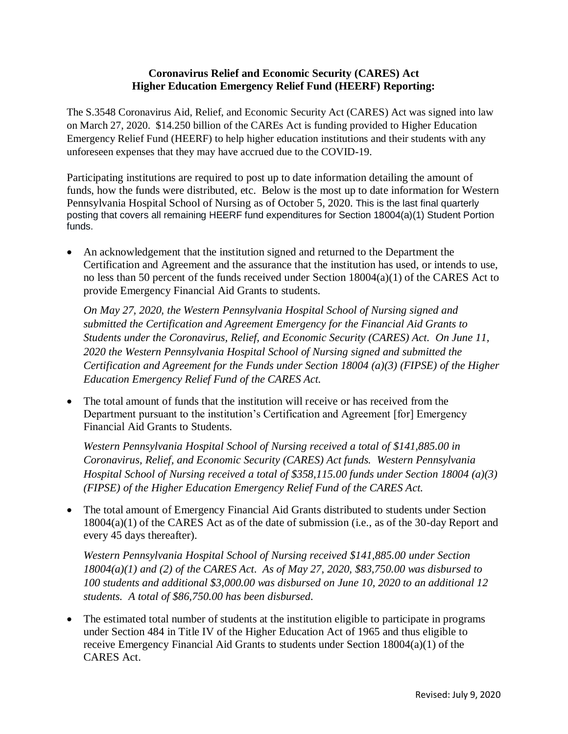**Coronavirus Relief and Economic Security (CARES) Act**
**Higher Education Emergency Relief Fund (HEERF) Reporting:**

The S.3548 Coronavirus Aid, Relief, and Economic Security Act (CARES) Act was signed into law on March 27, 2020. $14.250 billion of the CAREs Act is funding provided to Higher Education Emergency Relief Fund (HEERF) to help higher education institutions and their students with any unforeseen expenses that they may have accrued due to the COVID-19.

Participating institutions are required to post up to date information detailing the amount of funds, how the funds were distributed, etc. Below is the most up to date information for Western Pennsylvania Hospital School of Nursing as of October 5, 2020. This is the last final quarterly posting that covers all remaining HEERF fund expenditures for Section 18004(a)(1) Student Portion funds.

- An acknowledgement that the institution signed and returned to the Department the Certification and Agreement and the assurance that the institution has used, or intends to use, no less than 50 percent of the funds received under Section 18004(a)(1) of the CARES Act to provide Emergency Financial Aid Grants to students.

  *On May 27, 2020, the Western Pennsylvania Hospital School of Nursing signed and submitted the Certification and Agreement Emergency for the Financial Aid Grants to Students under the Coronavirus, Relief, and Economic Security (CARES) Act. On June 11, 2020 the Western Pennsylvania Hospital School of Nursing signed and submitted the Certification and Agreement for the Funds under Section 18004 (a)(3) (FIPSE) of the Higher Education Emergency Relief Fund of the CARES Act.*

- The total amount of funds that the institution will receive or has received from the Department pursuant to the institution's Certification and Agreement [for] Emergency Financial Aid Grants to Students.

  *Western Pennsylvania Hospital School of Nursing received a total of $141,885.00 in Coronavirus, Relief, and Economic Security (CARES) Act funds. Western Pennsylvania Hospital School of Nursing received a total of $358,115.00 funds under Section 18004 (a)(3) (FIPSE) of the Higher Education Emergency Relief Fund of the CARES Act.*

- The total amount of Emergency Financial Aid Grants distributed to students under Section 18004(a)(1) of the CARES Act as of the date of submission (i.e., as of the 30-day Report and every 45 days thereafter).

  *Western Pennsylvania Hospital School of Nursing received $141,885.00 under Section 18004(a)(1) and (2) of the CARES Act. As of May 27, 2020, $83,750.00 was disbursed to 100 students and additional $3,000.00 was disbursed on June 10, 2020 to an additional 12 students. A total of $86,750.00 has been disbursed.*

- The estimated total number of students at the institution eligible to participate in programs under Section 484 in Title IV of the Higher Education Act of 1965 and thus eligible to receive Emergency Financial Aid Grants to students under Section 18004(a)(1) of the CARES Act.

Revised: July 9, 2020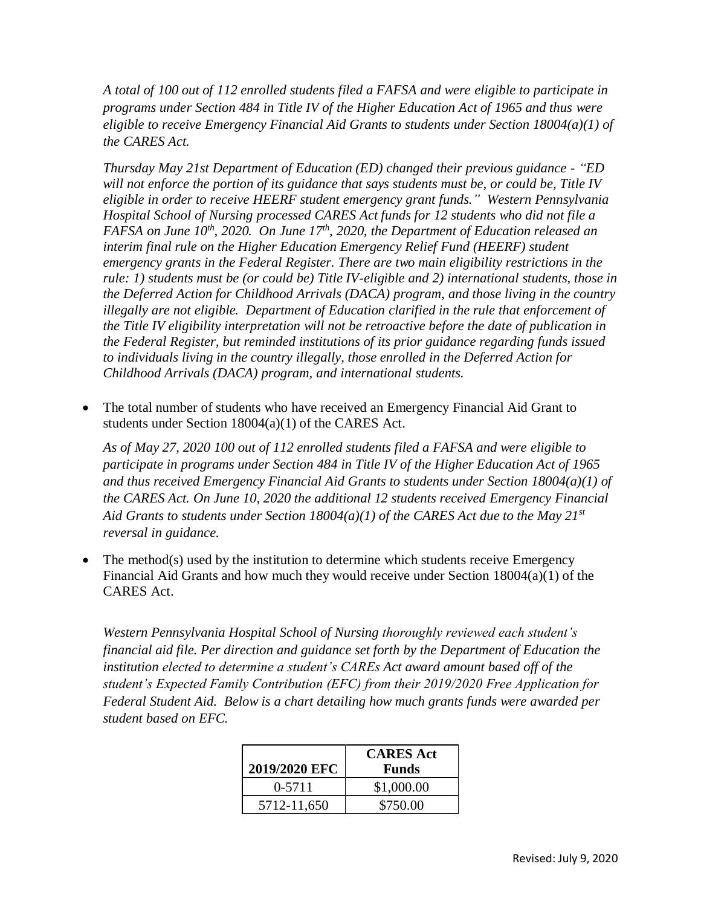*A total of 100 out of 112 enrolled students filed a FAFSA and were eligible to participate in programs under Section 484 in Title IV of the Higher Education Act of 1965 and thus were eligible to receive Emergency Financial Aid Grants to students under Section 18004(a)(1) of the CARES Act.*

*Thursday May 21st Department of Education (ED) changed their previous guidance - "ED will not enforce the portion of its guidance that says students must be, or could be, Title IV eligible in order to receive HEERF student emergency grant funds." Western Pennsylvania Hospital School of Nursing processed CARES Act funds for 12 students who did not file a FAFSA on June 10th, 2020. On June 17th, 2020, the Department of Education released an interim final rule on the Higher Education Emergency Relief Fund (HEERF) student emergency grants in the Federal Register. There are two main eligibility restrictions in the rule: 1) students must be (or could be) Title IV-eligible and 2) international students, those in the Deferred Action for Childhood Arrivals (DACA) program, and those living in the country illegally are not eligible. Department of Education clarified in the rule that enforcement of the Title IV eligibility interpretation will not be retroactive before the date of publication in the Federal Register, but reminded institutions of its prior guidance regarding funds issued to individuals living in the country illegally, those enrolled in the Deferred Action for Childhood Arrivals (DACA) program, and international students.*

- The total number of students who have received an Emergency Financial Aid Grant to students under Section 18004(a)(1) of the CARES Act.

  *As of May 27, 2020 100 out of 112 enrolled students filed a FAFSA and were eligible to participate in programs under Section 484 in Title IV of the Higher Education Act of 1965 and thus received Emergency Financial Aid Grants to students under Section 18004(a)(1) of the CARES Act. On June 10, 2020 the additional 12 students received Emergency Financial Aid Grants to students under Section 18004(a)(1) of the CARES Act due to the May 21st reversal in guidance.*

- The method(s) used by the institution to determine which students receive Emergency Financial Aid Grants and how much they would receive under Section 18004(a)(1) of the CARES Act.

  *Western Pennsylvania Hospital School of Nursing thoroughly reviewed each student's financial aid file. Per direction and guidance set forth by the Department of Education the institution elected to determine a student's CAREs Act award amount based off of the student's Expected Family Contribution (EFC) from their 2019/2020 Free Application for Federal Student Aid. Below is a chart detailing how much grants funds were awarded per student based on EFC.*

| 2019/2020 EFC | CARES Act Funds |
|---|---|
| 0-5711 | $1,000.00 |
| 5712-11,650 | $750.00 |

Revised: July 9, 2020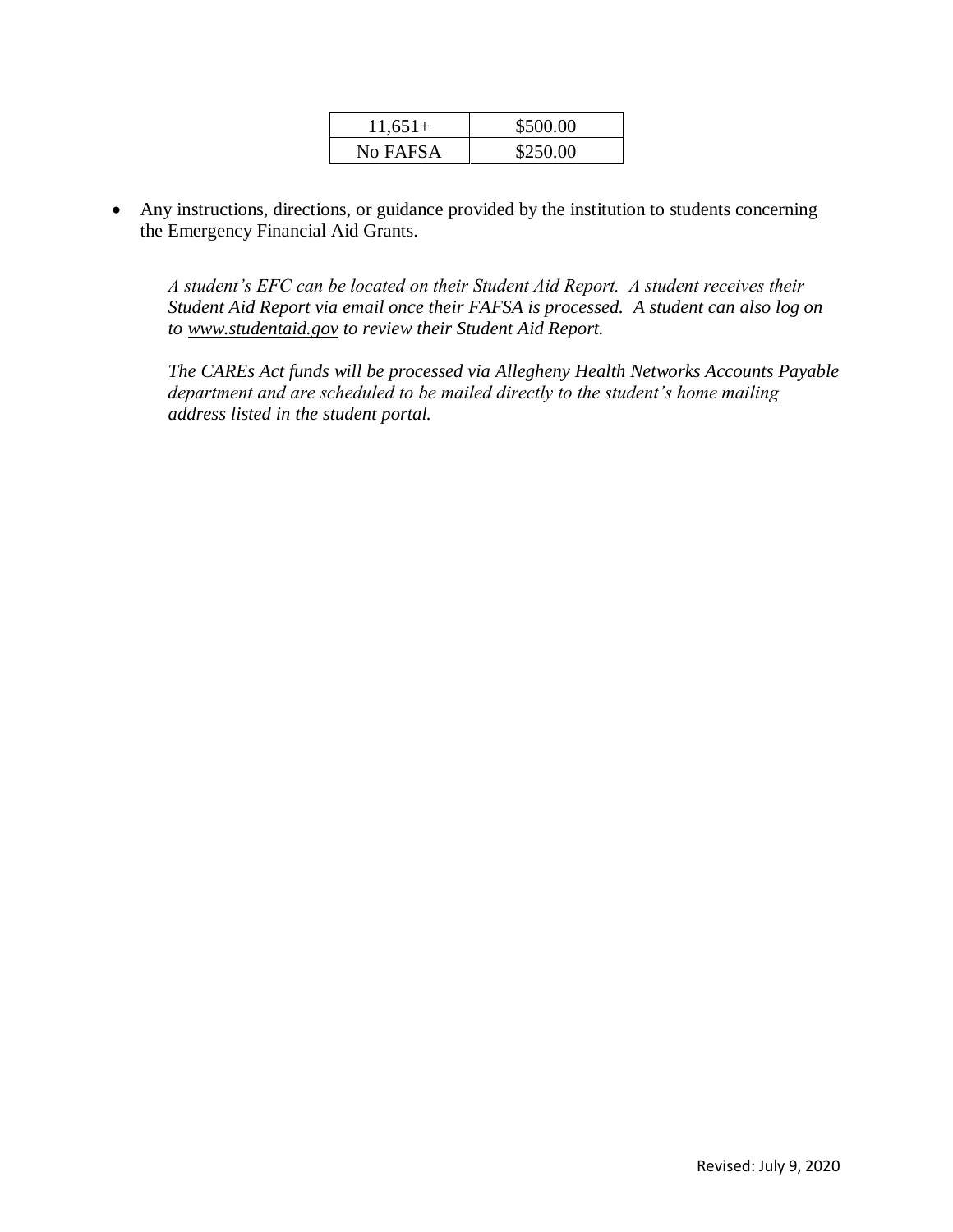| | |
|---|---|
| 11,651+ | $500.00 |
| No FAFSA | $250.00 |

- Any instructions, directions, or guidance provided by the institution to students concerning the Emergency Financial Aid Grants.

  *A student's EFC can be located on their Student Aid Report. A student receives their Student Aid Report via email once their FAFSA is processed. A student can also log on to www.studentaid.gov to review their Student Aid Report.*

  *The CAREs Act funds will be processed via Allegheny Health Networks Accounts Payable department and are scheduled to be mailed directly to the student's home mailing address listed in the student portal.*

Revised: July 9, 2020